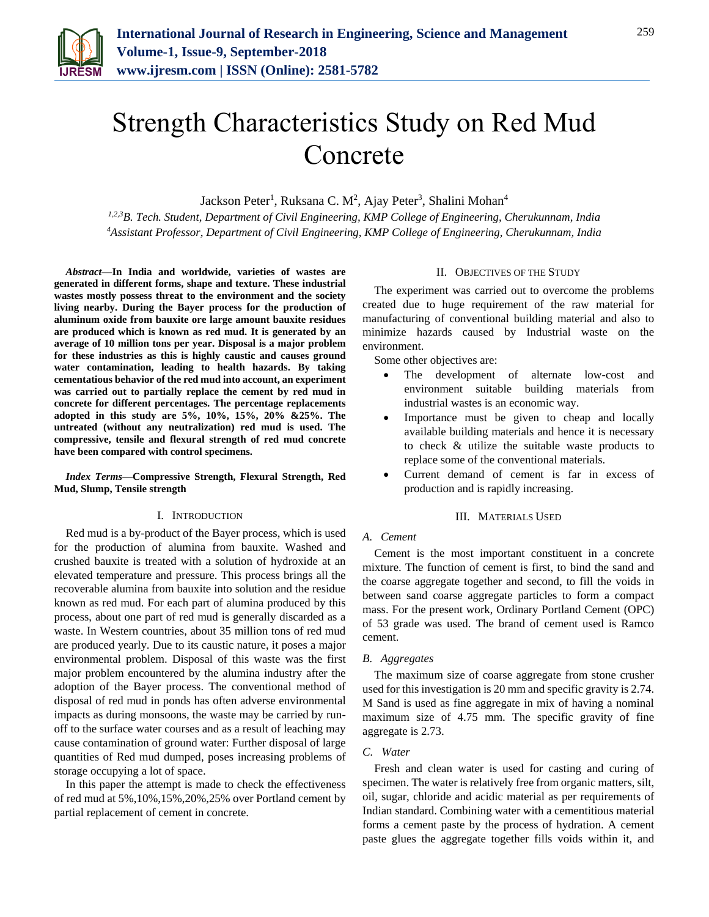# Strength Characteristics Study on Red Mud Concrete

Jackson Peter[1], Ruksana C. M[2], Ajay Peter[3], Shalini Mohan[4]

[1,2,3]*B. Tech. Student, Department of Civil Engineering, KMP College of Engineering, Cherukunnam, India*
[4]*Assistant Professor, Department of Civil Engineering, KMP College of Engineering, Cherukunnam, India*

***Abstract*—In India and worldwide, varieties of wastes are generated in different forms, shape and texture. These industrial wastes mostly possess threat to the environment and the society living nearby. During the Bayer process for the production of aluminum oxide from bauxite ore large amount bauxite residues are produced which is known as red mud. It is generated by an average of 10 million tons per year. Disposal is a major problem for these industries as this is highly caustic and causes ground water contamination, leading to health hazards. By taking cementatious behavior of the red mud into account, an experiment was carried out to partially replace the cement by red mud in concrete for different percentages. The percentage replacements adopted in this study are 5%, 10%, 15%, 20% &25%. The untreated (without any neutralization) red mud is used. The compressive, tensile and flexural strength of red mud concrete have been compared with control specimens.**

***Index Terms*—Compressive Strength, Flexural Strength, Red Mud, Slump, Tensile strength**

## I. Introduction

Red mud is a by-product of the Bayer process, which is used for the production of alumina from bauxite. Washed and crushed bauxite is treated with a solution of hydroxide at an elevated temperature and pressure. This process brings all the recoverable alumina from bauxite into solution and the residue known as red mud. For each part of alumina produced by this process, about one part of red mud is generally discarded as a waste. In Western countries, about 35 million tons of red mud are produced yearly. Due to its caustic nature, it poses a major environmental problem. Disposal of this waste was the first major problem encountered by the alumina industry after the adoption of the Bayer process. The conventional method of disposal of red mud in ponds has often adverse environmental impacts as during monsoons, the waste may be carried by run-off to the surface water courses and as a result of leaching may cause contamination of ground water: Further disposal of large quantities of Red mud dumped, poses increasing problems of storage occupying a lot of space.

In this paper the attempt is made to check the effectiveness of red mud at 5%,10%,15%,20%,25% over Portland cement by partial replacement of cement in concrete.

## II. Objectives of the Study

The experiment was carried out to overcome the problems created due to huge requirement of the raw material for manufacturing of conventional building material and also to minimize hazards caused by Industrial waste on the environment.

Some other objectives are:

- The development of alternate low-cost and environment suitable building materials from industrial wastes is an economic way.
- Importance must be given to cheap and locally available building materials and hence it is necessary to check & utilize the suitable waste products to replace some of the conventional materials.
- Current demand of cement is far in excess of production and is rapidly increasing.

## III. Materials Used

### *A. Cement*

Cement is the most important constituent in a concrete mixture. The function of cement is first, to bind the sand and the coarse aggregate together and second, to fill the voids in between sand coarse aggregate particles to form a compact mass. For the present work, Ordinary Portland Cement (OPC) of 53 grade was used. The brand of cement used is Ramco cement.

### *B. Aggregates*

The maximum size of coarse aggregate from stone crusher used for this investigation is 20 mm and specific gravity is 2.74. M Sand is used as fine aggregate in mix of having a nominal maximum size of 4.75 mm. The specific gravity of fine aggregate is 2.73.

### *C. Water*

Fresh and clean water is used for casting and curing of specimen. The water is relatively free from organic matters, silt, oil, sugar, chloride and acidic material as per requirements of Indian standard. Combining water with a cementitious material forms a cement paste by the process of hydration. A cement paste glues the aggregate together fills voids within it, and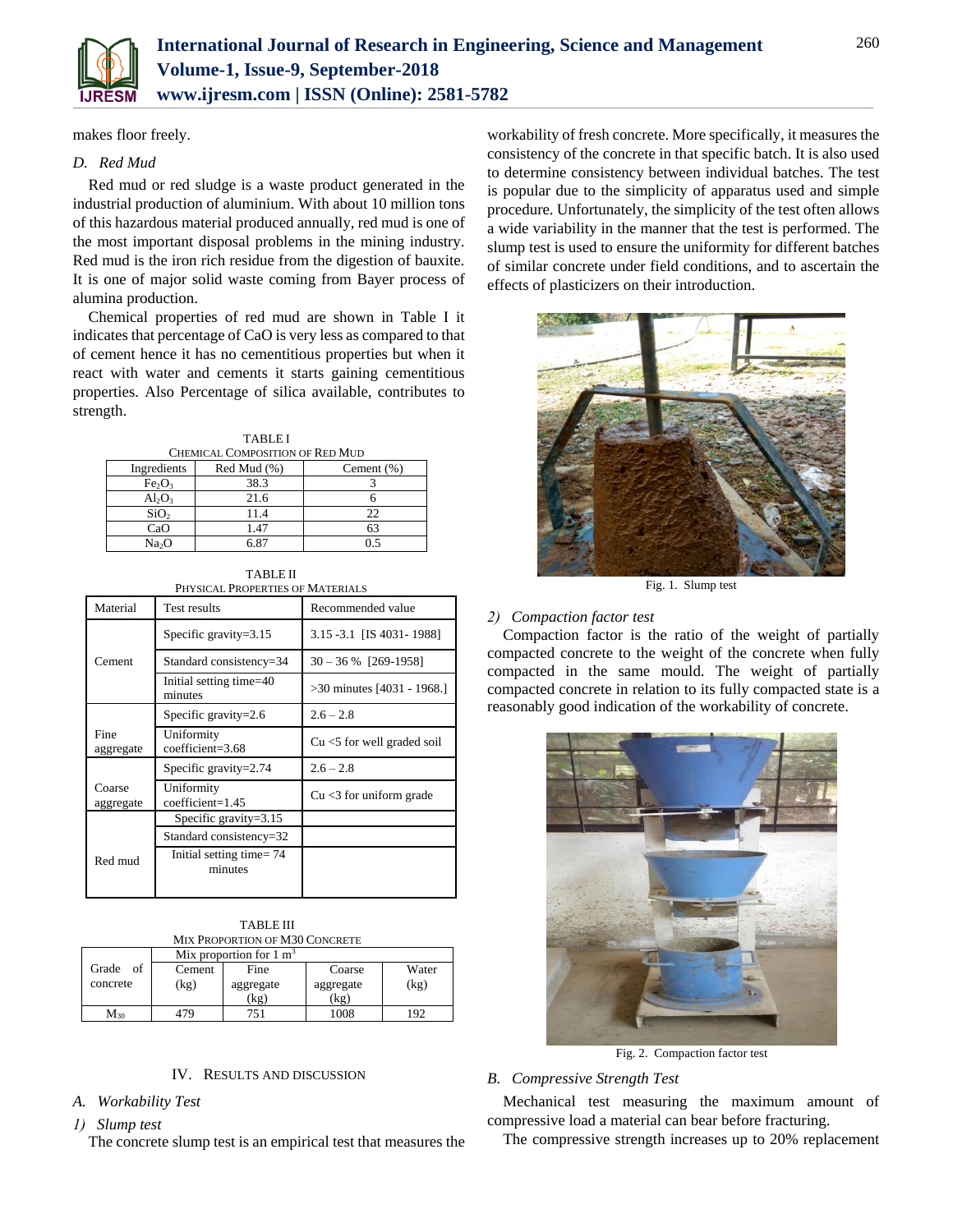makes floor freely.

### *D. Red Mud*

Red mud or red sludge is a waste product generated in the industrial production of aluminium. With about 10 million tons of this hazardous material produced annually, red mud is one of the most important disposal problems in the mining industry. Red mud is the iron rich residue from the digestion of bauxite. It is one of major solid waste coming from Bayer process of alumina production.

Chemical properties of red mud are shown in Table I it indicates that percentage of CaO is very less as compared to that of cement hence it has no cementitious properties but when it react with water and cements it starts gaining cementitious properties. Also Percentage of silica available, contributes to strength.

TABLE I
CHEMICAL COMPOSITION OF RED MUD

| Ingredients | Red Mud (%) | Cement (%) |
|---|---|---|
| $Fe_2O_3$ | 38.3 | 3 |
| $Al_2O_3$ | 21.6 | 6 |
| $SiO_2$ | 11.4 | 22 |
| CaO | 1.47 | 63 |
| $Na_2O$ | 6.87 | 0.5 |

TABLE II
PHYSICAL PROPERTIES OF MATERIALS

| Material | Test results | Recommended value |
|---|---|---|
| Cement | Specific gravity=3.15 | 3.15 -3.1 [IS 4031- 1988] |
| | Standard consistency=34 | 30 – 36 % [269-1958] |
| | Initial setting time=40 minutes | >30 minutes [4031 - 1968.] |
| Fine aggregate | Specific gravity=2.6 | 2.6 – 2.8 |
| | Uniformity coefficient=3.68 | Cu <5 for well graded soil |
| Coarse aggregate | Specific gravity=2.74 | 2.6 – 2.8 |
| | Uniformity coefficient=1.45 | Cu <3 for uniform grade |
| Red mud | Specific gravity=3.15 | |
| | Standard consistency=32 | |
| | Initial setting time= 74 minutes | |

TABLE III
MIX PROPORTION OF M30 CONCRETE

| Grade of concrete | Mix proportion for 1 $m^3$ | | | |
|---|---|---|---|---|
| | Cement (kg) | Fine aggregate (kg) | Coarse aggregate (kg) | Water (kg) |
| $M_{30}$ | 479 | 751 | 1008 | 192 |

## IV. RESULTS AND DISCUSSION

### *A. Workability Test*

#### *1) Slump test*

The concrete slump test is an empirical test that measures the workability of fresh concrete. More specifically, it measures the consistency of the concrete in that specific batch. It is also used to determine consistency between individual batches. The test is popular due to the simplicity of apparatus used and simple procedure. Unfortunately, the simplicity of the test often allows a wide variability in the manner that the test is performed. The slump test is used to ensure the uniformity for different batches of similar concrete under field conditions, and to ascertain the effects of plasticizers on their introduction.

Fig. 1. Slump test

#### *2) Compaction factor test*

Compaction factor is the ratio of the weight of partially compacted concrete to the weight of the concrete when fully compacted in the same mould. The weight of partially compacted concrete in relation to its fully compacted state is a reasonably good indication of the workability of concrete.

Fig. 2. Compaction factor test

### *B. Compressive Strength Test*

Mechanical test measuring the maximum amount of compressive load a material can bear before fracturing.

The compressive strength increases up to 20% replacement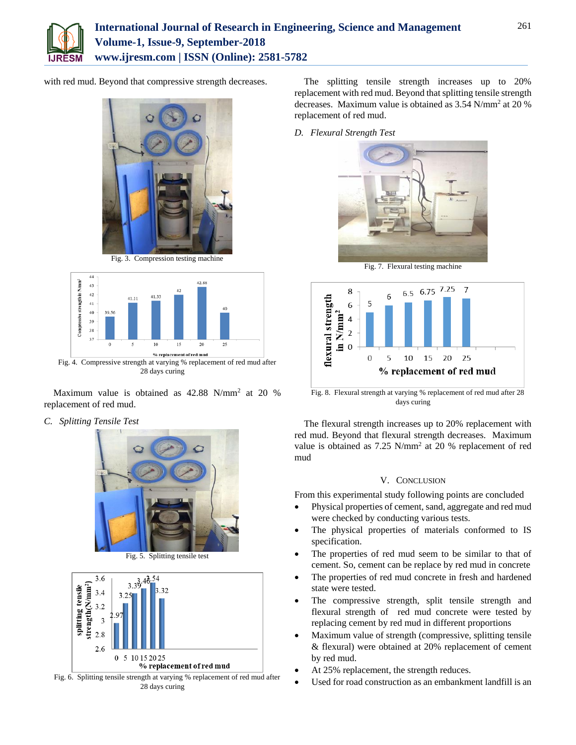with red mud. Beyond that compressive strength decreases.

Fig. 3. Compression testing machine

Fig. 4. Compressive strength at varying % replacement of red mud after 28 days curing

Maximum value is obtained as 42.88 N/mm$^2$ at 20 % replacement of red mud.

*C. Splitting Tensile Test*

Fig. 5. Splitting tensile test

Fig. 6. Splitting tensile strength at varying % replacement of red mud after 28 days curing

The splitting tensile strength increases up to 20% replacement with red mud. Beyond that splitting tensile strength decreases. Maximum value is obtained as 3.54 N/mm$^2$ at 20 % replacement of red mud.

*D. Flexural Strength Test*

Fig. 7. Flexural testing machine

Fig. 8. Flexural strength at varying % replacement of red mud after 28 days curing

The flexural strength increases up to 20% replacement with red mud. Beyond that flexural strength decreases. Maximum value is obtained as 7.25 N/mm$^2$ at 20 % replacement of red mud

## V. Conclusion

From this experimental study following points are concluded

- Physical properties of cement, sand, aggregate and red mud were checked by conducting various tests.
- The physical properties of materials conformed to IS specification.
- The properties of red mud seem to be similar to that of cement. So, cement can be replace by red mud in concrete
- The properties of red mud concrete in fresh and hardened state were tested.
- The compressive strength, split tensile strength and flexural strength of red mud concrete were tested by replacing cement by red mud in different proportions
- Maximum value of strength (compressive, splitting tensile & flexural) were obtained at 20% replacement of cement by red mud.
- At 25% replacement, the strength reduces.
- Used for road construction as an embankment landfill is an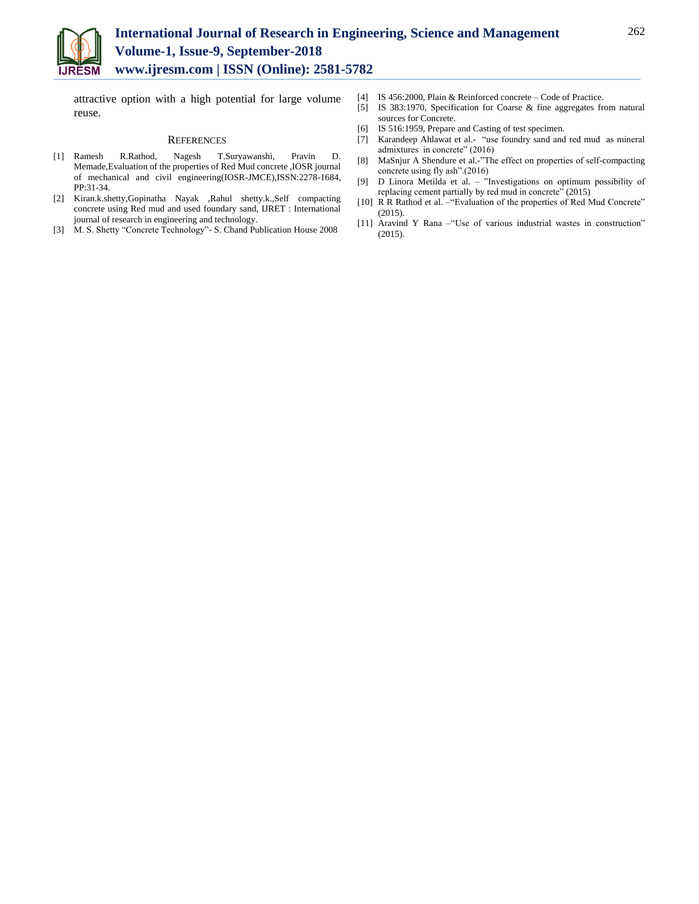attractive option with a high potential for large volume reuse.

## References

[1] Ramesh R.Rathod, Nagesh T.Suryawanshi, Pravin D. Memade,Evaluation of the properties of Red Mud concrete ,IOSR journal of mechanical and civil engineering(IOSR-JMCE),ISSN:2278-1684, PP:31-34.

[2] Kiran.k.shetty,Gopinatha Nayak ,Rahul shetty.k.,Self compacting concrete using Red mud and used foundary sand, IJRET : International journal of research in engineering and technology.

[3] M. S. Shetty "Concrete Technology"- S. Chand Publication House 2008

[4] IS 456:2000, Plain & Reinforced concrete – Code of Practice.

[5] IS 383:1970, Specification for Coarse & fine aggregates from natural sources for Concrete.

[6] IS 516:1959, Prepare and Casting of test specimen.

[7] Karandeep Ahlawat et al.- "use foundry sand and red mud as mineral admixtures in concrete" (2016)

[8] MaSnjur A Shendure et al.-"The effect on properties of self-compacting concrete using fly ash".(2016)

[9] D Linora Metilda et al. – "Investigations on optimum possibility of replacing cement partially by red mud in concrete" (2015)

[10] R R Rathod et al. –"Evaluation of the properties of Red Mud Concrete" (2015).

[11] Aravind Y Rana –"Use of various industrial wastes in construction" (2015).